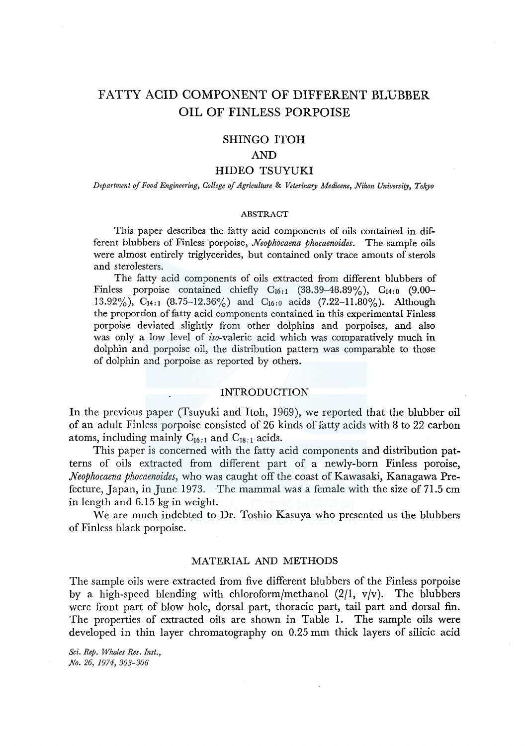# FATTY ACID COMPONENT OF DIFFERENT BLUBBER OIL OF FINLESS PORPOISE

SHINGO ITOH

AND

HIDEO TSUYUKI

*Department of Food Engineering, College of Agriculture & Veterinary Medicene, Nihon University, Tokyo*

## ABSTRACT

This paper describes the fatty acid components of oils contained in different blubbers of Finless porpoise, *Neophocaena phocaenoides*. The sample oils were almost entirely triglycerides, but contained only trace amouts of sterols and sterolesters.

The fatty acid components of oils extracted from different blubbers of Finless porpoise contained chiefly $C_{16:1}$ (38.39–48.89%), $C_{14:0}$ (9.00–13.92%), $C_{14:1}$ (8.75–12.36%) and $C_{16:0}$ acids (7.22–11.80%). Although the proportion of fatty acid components contained in this experimental Finless porpoise deviated slightly from other dolphins and porpoises, and also was only a low level of *iso*-valeric acid which was comparatively much in dolphin and porpoise oil, the distribution pattern was comparable to those of dolphin and porpoise as reported by others.

## INTRODUCTION

In the previous paper (Tsuyuki and Itoh, 1969), we reported that the blubber oil of an adult Finless porpoise consisted of 26 kinds of fatty acids with 8 to 22 carbon atoms, including mainly $C_{16:1}$ and $C_{18:1}$ acids.

This paper is concerned with the fatty acid components and distribution patterns of oils extracted from different part of a newly-born Finless poroise, *Neophocaena phocaenoides*, who was caught off the coast of Kawasaki, Kanagawa Prefecture, Japan, in June 1973. The mammal was a female with the size of 71.5 cm in length and 6.15 kg in weight.

We are much indebted to Dr. Toshio Kasuya who presented us the blubbers of Finless black porpoise.

## MATERIAL AND METHODS

The sample oils were extracted from five different blubbers of the Finless porpoise by a high-speed blending with chloroform/methanol (2/1, v/v). The blubbers were front part of blow hole, dorsal part, thoracic part, tail part and dorsal fin. The properties of extracted oils are shown in Table 1. The sample oils were developed in thin layer chromatography on 0.25 mm thick layers of silicic acid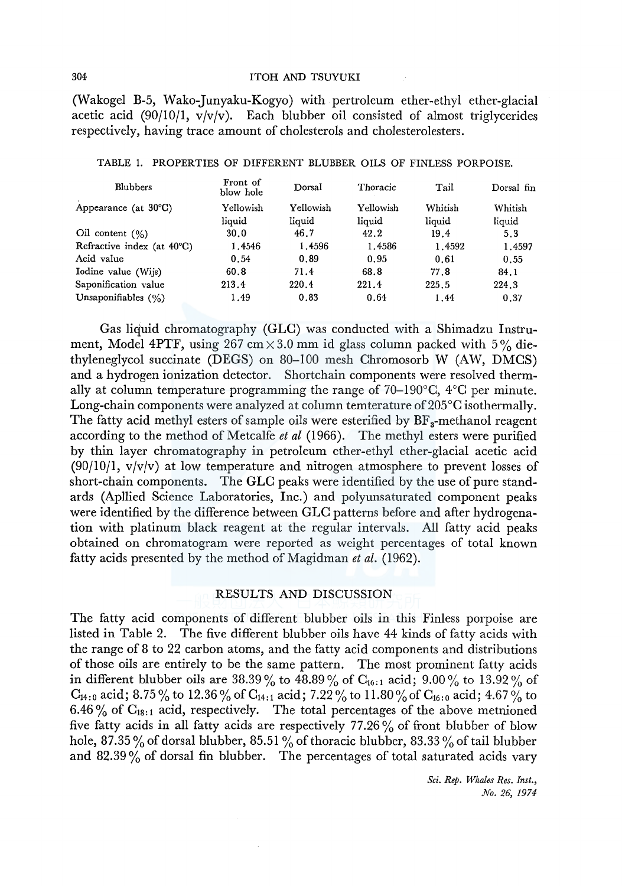(Wakogel B-5, Wako-Junyaku-Kogyo) with pertroleum ether-ethyl ether-glacial acetic acid (90/10/1, v/v/v). Each blubber oil consisted of almost triglycerides respectively, having trace amount of cholesterols and cholesterolesters.

TABLE 1. PROPERTIES OF DIFFERENT BLUBBER OILS OF FINLESS PORPOISE.

| Blubbers | Front of blow hole | Dorsal | Thoracic | Tail | Dorsal fin |
|---|---|---|---|---|---|
| Appearance (at 30°C) | Yellowish liquid | Yellowish liquid | Yellowish liquid | Whitish liquid | Whitish liquid |
| Oil content (%) | 30.0 | 46.7 | 42.2 | 19.4 | 5.3 |
| Refractive index (at 40°C) | 1.4546 | 1.4596 | 1.4586 | 1.4592 | 1.4597 |
| Acid value | 0.54 | 0.89 | 0.95 | 0.61 | 0.55 |
| Iodine value (Wijs) | 60.8 | 71.4 | 68.8 | 77.8 | 84.1 |
| Saponification value | 213.4 | 220.4 | 221.4 | 225.5 | 224.3 |
| Unsaponifiables (%) | 1.49 | 0.83 | 0.64 | 1.44 | 0.37 |

Gas liquid chromatography (GLC) was conducted with a Shimadzu Instrument, Model 4PTF, using 267 cm × 3.0 mm id glass column packed with 5% diethyleneglycol succinate (DEGS) on 80–100 mesh Chromosorb W (AW, DMCS) and a hydrogen ionization detector. Shortchain components were resolved thermally at column temperature programming the range of 70–190°C, 4°C per minute. Long-chain components were analyzed at column temterature of 205°C isothermally. The fatty acid methyl esters of sample oils were esterified by $BF_3$-methanol reagent according to the method of Metcalfe *et al* (1966). The methyl esters were purified by thin layer chromatography in petroleum ether-ethyl ether-glacial acetic acid (90/10/1, v/v/v) at low temperature and nitrogen atmosphere to prevent losses of short-chain components. The GLC peaks were identified by the use of pure standards (Apllied Science Laboratories, Inc.) and polyunsaturated component peaks were identified by the difference between GLC patterns before and after hydrogenation with platinum black reagent at the regular intervals. All fatty acid peaks obtained on chromatogram were reported as weight percentages of total known fatty acids presented by the method of Magidman *et al.* (1962).

## RESULTS AND DISCUSSION

The fatty acid components of different blubber oils in this Finless porpoise are listed in Table 2. The five different blubber oils have 44 kinds of fatty acids with the range of 8 to 22 carbon atoms, and the fatty acid components and distributions of those oils are entirely to be the same pattern. The most prominent fatty acids in different blubber oils are 38.39% to 48.89% of $C_{16:1}$ acid; 9.00% to 13.92% of $C_{14:0}$ acid; 8.75% to 12.36% of $C_{14:1}$ acid; 7.22% to 11.80% of $C_{16:0}$ acid; 4.67% to 6.46% of $C_{18:1}$ acid, respectively. The total percentages of the above metnioned five fatty acids in all fatty acids are respectively 77.26% of front blubber of blow hole, 87.35% of dorsal blubber, 85.51% of thoracic blubber, 83.33% of tail blubber and 82.39% of dorsal fin blubber. The percentages of total saturated acids vary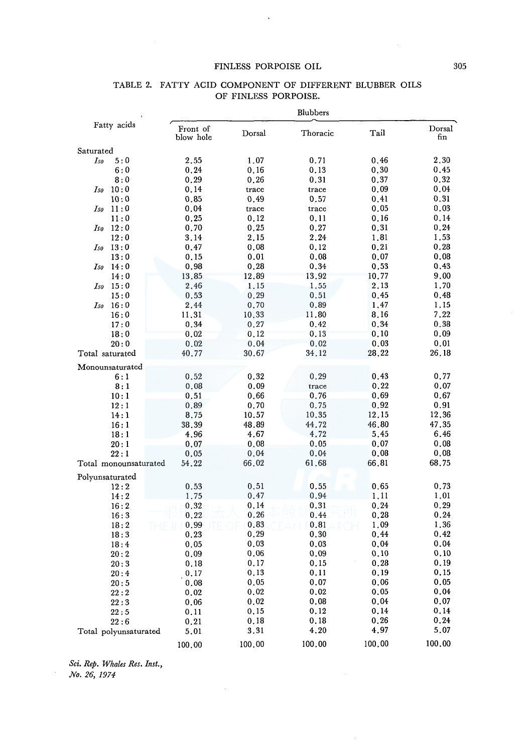TABLE 2. FATTY ACID COMPONENT OF DIFFERENT BLUBBER OILS OF FINLESS PORPOISE.

| Fatty acids | Blubbers | | | | |
|---|---|---|---|---|---|
| | Front of blow hole | Dorsal | Thoracic | Tail | Dorsal fin |
| Saturated | | | | | |
| *Iso* 5:0 | 2.55 | 1.07 | 0.71 | 0.46 | 2.30 |
| 6:0 | 0.24 | 0.16 | 0.13 | 0.30 | 0.45 |
| 8:0 | 0.29 | 0.26 | 0.31 | 0.37 | 0.32 |
| *Iso* 10:0 | 0.14 | trace | trace | 0.09 | 0.04 |
| 10:0 | 0.85 | 0.49 | 0.57 | 0.41 | 0.31 |
| *Iso* 11:0 | 0.04 | trace | trace | 0.05 | 0.03 |
| 11:0 | 0.25 | 0.12 | 0.11 | 0.16 | 0.14 |
| *Iso* 12:0 | 0.70 | 0.25 | 0.27 | 0.31 | 0.24 |
| 12:0 | 3.14 | 2.15 | 2.24 | 1.81 | 1.53 |
| *Iso* 13:0 | 0.47 | 0.08 | 0.12 | 0.21 | 0.28 |
| 13:0 | 0.15 | 0.01 | 0.08 | 0.07 | 0.08 |
| *Iso* 14:0 | 0.98 | 0.28 | 0.34 | 0.53 | 0.43 |
| 14:0 | 13.85 | 12.89 | 13.92 | 10.77 | 9.00 |
| *Iso* 15:0 | 2.46 | 1.15 | 1.55 | 2.13 | 1.70 |
| 15:0 | 0.53 | 0.29 | 0.51 | 0.45 | 0.48 |
| *Iso* 16:0 | 2.44 | 0.70 | 0.89 | 1.47 | 1.15 |
| 16:0 | 11.31 | 10.33 | 11.80 | 8.16 | 7.22 |
| 17:0 | 0.34 | 0.27 | 0.42 | 0.34 | 0.38 |
| 18:0 | 0.02 | 0.12 | 0.13 | 0.10 | 0.09 |
| 20:0 | 0.02 | 0.04 | 0.02 | 0.03 | 0.01 |
| Total saturated | 40.77 | 30.67 | 34.12 | 28.22 | 26.18 |
| Monounsaturated | | | | | |
| 6:1 | 0.52 | 0.32 | 0.29 | 0.43 | 0.77 |
| 8:1 | 0.08 | 0.09 | trace | 0.22 | 0.07 |
| 10:1 | 0.51 | 0.66 | 0.76 | 0.69 | 0.67 |
| 12:1 | 0.89 | 0.70 | 0.75 | 0.92 | 0.91 |
| 14:1 | 8.75 | 10.57 | 10.35 | 12.15 | 12.36 |
| 16:1 | 38.39 | 48.89 | 44.72 | 46.80 | 47.35 |
| 18:1 | 4.96 | 4.67 | 4.72 | 5.45 | 6.46 |
| 20:1 | 0.07 | 0.08 | 0.05 | 0.07 | 0.08 |
| 22:1 | 0.05 | 0.04 | 0.04 | 0.08 | 0.08 |
| Total monounsaturated | 54.22 | 66.02 | 61.68 | 66.81 | 68.75 |
| Polyunsaturated | | | | | |
| 12:2 | 0.53 | 0.51 | 0.55 | 0.65 | 0.73 |
| 14:2 | 1.75 | 0.47 | 0.94 | 1.11 | 1.01 |
| 16:2 | 0.32 | 0.14 | 0.31 | 0.24 | 0.29 |
| 16:3 | 0.22 | 0.26 | 0.44 | 0.28 | 0.24 |
| 18:2 | 0.99 | 0.83 | 0.81 | 1.09 | 1.36 |
| 18:3 | 0.23 | 0.29 | 0.30 | 0.44 | 0.42 |
| 18:4 | 0.05 | 0.03 | 0.03 | 0.04 | 0.04 |
| 20:2 | 0.09 | 0.06 | 0.09 | 0.10 | 0.10 |
| 20:3 | 0.18 | 0.17 | 0.15 | 0.28 | 0.19 |
| 20:4 | 0.17 | 0.13 | 0.11 | 0.19 | 0.15 |
| 20:5 | 0.08 | 0.05 | 0.07 | 0.06 | 0.05 |
| 22:2 | 0.02 | 0.02 | 0.02 | 0.05 | 0.04 |
| 22:3 | 0.06 | 0.02 | 0.08 | 0.04 | 0.07 |
| 22:5 | 0.11 | 0.15 | 0.12 | 0.14 | 0.14 |
| 22:6 | 0.21 | 0.18 | 0.18 | 0.26 | 0.24 |
| Total polyunsaturated | 5.01 | 3.31 | 4.20 | 4.97 | 5.07 |
| | 100.00 | 100.00 | 100.00 | 100.00 | 100.00 |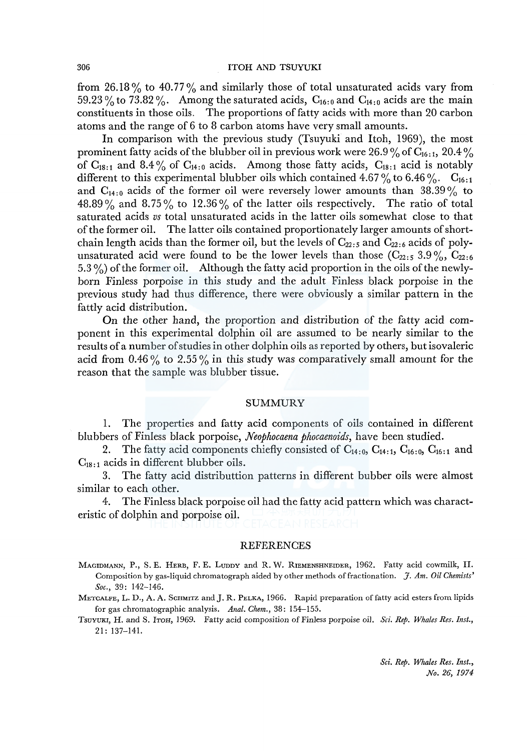from 26.18 % to 40.77 % and similarly those of total unsaturated acids vary from 59.23 % to 73.82 %. Among the saturated acids, $C_{16:0}$ and $C_{14:0}$ acids are the main constituents in those oils. The proportions of fatty acids with more than 20 carbon atoms and the range of 6 to 8 carbon atoms have very small amounts.

In comparison with the previous study (Tsuyuki and Itoh, 1969), the most prominent fatty acids of the blubber oil in previous work were 26.9 % of $C_{16:1}$, 20.4 % of $C_{18:1}$ and 8.4 % of $C_{14:0}$ acids. Among those fatty acids, $C_{18:1}$ acid is notably different to this experimental blubber oils which contained 4.67 % to 6.46 %. $C_{16:1}$ and $C_{14:0}$ acids of the former oil were reversely lower amounts than 38.39 % to 48.89 % and 8.75 % to 12.36 % of the latter oils respectively. The ratio of total saturated acids *vs* total unsaturated acids in the latter oils somewhat close to that of the former oil. The latter oils contained proportionately larger amounts of short-chain length acids than the former oil, but the levels of $C_{22:5}$ and $C_{22:6}$ acids of poly-unsaturated acid were found to be the lower levels than those ($C_{22:5}$ 3.9 %, $C_{22:6}$ 5.3 %) of the former oil. Although the fatty acid proportion in the oils of the newly-born Finless porpoise in this study and the adult Finless black porpoise in the previous study had thus difference, there were obviously a similar pattern in the fattly acid distribution.

On the other hand, the proportion and distribution of the fatty acid component in this experimental dolphin oil are assumed to be nearly similar to the results of a number of studies in other dolphin oils as reported by others, but isovaleric acid from 0.46 % to 2.55 % in this study was comparatively small amount for the reason that the sample was blubber tissue.

## SUMMURY

1. The properties and fatty acid components of oils contained in different blubbers of Finless black porpoise, *Neophocaena phocaenoids*, have been studied.
2. The fatty acid components chiefly consisted of $C_{14:0}$, $C_{14:1}$, $C_{16:0}$, $C_{16:1}$ and $C_{18:1}$ acids in different blubber oils.
3. The fatty acid distributtion patterns in different bubber oils were almost similar to each other.
4. The Finless black porpoise oil had the fatty acid pattern which was characteristic of dolphin and porpoise oil.

## REFERENCES

Magidmann, P., S. E. Herb, F. E. Luddy and R. W. Riemenshneider, 1962. Fatty acid cowmilk, II. Composition by gas-liquid chromatograph aided by other methods of fractionation. *J. Am. Oil Chemists' Soc.*, 39: 142–146.

Metcalfe, L. D., A. A. Schmitz and J. R. Pelka, 1966. Rapid preparation of fatty acid esters from lipids for gas chromatographic analysis. *Anal. Chem.*, 38: 154–155.

Tsuyuki, H. and S. Itoh, 1969. Fatty acid composition of Finless porpoise oil. *Sci. Rep. Whales Res. Inst.*, 21: 137–141.